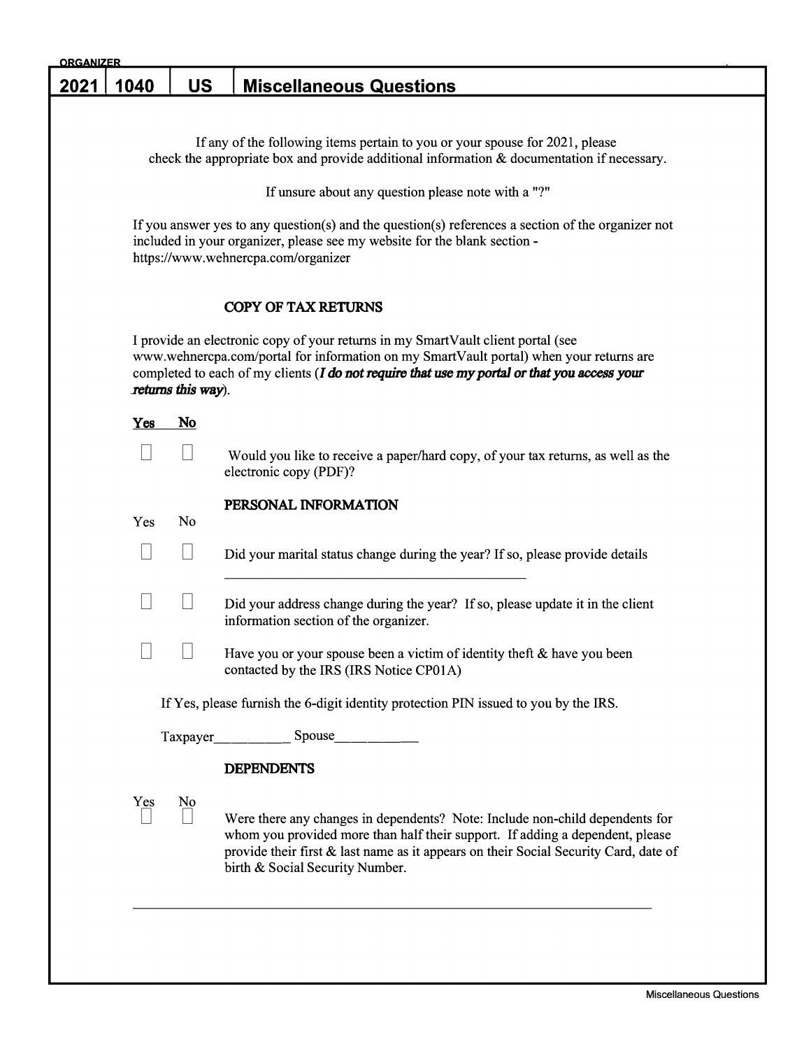ORGANIZER

# 2021 | 1040 | US | Miscellaneous Questions

If any of the following items pertain to you or your spouse for 2021, please check the appropriate box and provide additional information & documentation if necessary.

If unsure about any question please note with a "?"

If you answer yes to any question(s) and the question(s) references a section of the organizer not included in your organizer, please see my website for the blank section - https://www.wehnercpa.com/organizer

## COPY OF TAX RETURNS

I provide an electronic copy of your returns in my SmartVault client portal (see www.wehnercpa.com/portal for information on my SmartVault portal) when your returns are completed to each of my clients (***I do not require that use my portal or that you access your returns this way***).

| Yes | No | |
|---|---|---|
| ☐ | ☐ | Would you like to receive a paper/hard copy, of your tax returns, as well as the electronic copy (PDF)? |

## PERSONAL INFORMATION

| Yes | No | |
|---|---|---|
| ☐ | ☐ | Did your marital status change during the year? If so, please provide details ______________________________ |
| ☐ | ☐ | Did your address change during the year? If so, please update it in the client information section of the organizer. |
| ☐ | ☐ | Have you or your spouse been a victim of identity theft & have you been contacted by the IRS (IRS Notice CP01A) |

If Yes, please furnish the 6-digit identity protection PIN issued to you by the IRS.

Taxpayer__________ Spouse____________

## DEPENDENTS

| Yes | No | |
|---|---|---|
| ☐ | ☐ | Were there any changes in dependents? Note: Include non-child dependents for whom you provided more than half their support. If adding a dependent, please provide their first & last name as it appears on their Social Security Card, date of birth & Social Security Number. |

______________________________________________________________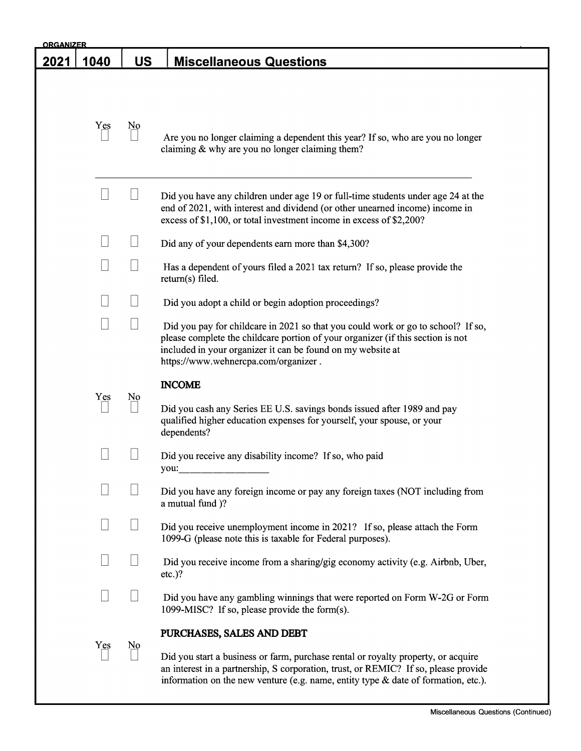ORGANIZER

# 2021 | 1040 | US | Miscellaneous Questions

| Yes | No | |
|---|---|---|
| ☐ | ☐ | Are you no longer claiming a dependent this year? If so, who are you no longer claiming & why are you no longer claiming them? ______________________________ |
| ☐ | ☐ | Did you have any children under age 19 or full-time students under age 24 at the end of 2021, with interest and dividend (or other unearned income) income in excess of $1,100, or total investment income in excess of $2,200? |
| ☐ | ☐ | Did any of your dependents earn more than $4,300? |
| ☐ | ☐ | Has a dependent of yours filed a 2021 tax return? If so, please provide the return(s) filed. |
| ☐ | ☐ | Did you adopt a child or begin adoption proceedings? |
| ☐ | ☐ | Did you pay for childcare in 2021 so that you could work or go to school? If so, please complete the childcare portion of your organizer (if this section is not included in your organizer it can be found on my website at https://www.wehnercpa.com/organizer . |

## INCOME

| Yes | No | |
|---|---|---|
| ☐ | ☐ | Did you cash any Series EE U.S. savings bonds issued after 1989 and pay qualified higher education expenses for yourself, your spouse, or your dependents? |
| ☐ | ☐ | Did you receive any disability income? If so, who paid you:__________________ |
| ☐ | ☐ | Did you have any foreign income or pay any foreign taxes (NOT including from a mutual fund )? |
| ☐ | ☐ | Did you receive unemployment income in 2021? If so, please attach the Form 1099-G (please note this is taxable for Federal purposes). |
| ☐ | ☐ | Did you receive income from a sharing/gig economy activity (e.g. Airbnb, Uber, etc.)? |
| ☐ | ☐ | Did you have any gambling winnings that were reported on Form W-2G or Form 1099-MISC? If so, please provide the form(s). |

## PURCHASES, SALES AND DEBT

| Yes | No | |
|---|---|---|
| ☐ | ☐ | Did you start a business or farm, purchase rental or royalty property, or acquire an interest in a partnership, S corporation, trust, or REMIC? If so, please provide information on the new venture (e.g. name, entity type & date of formation, etc.). |

Miscellaneous Questions (Continued)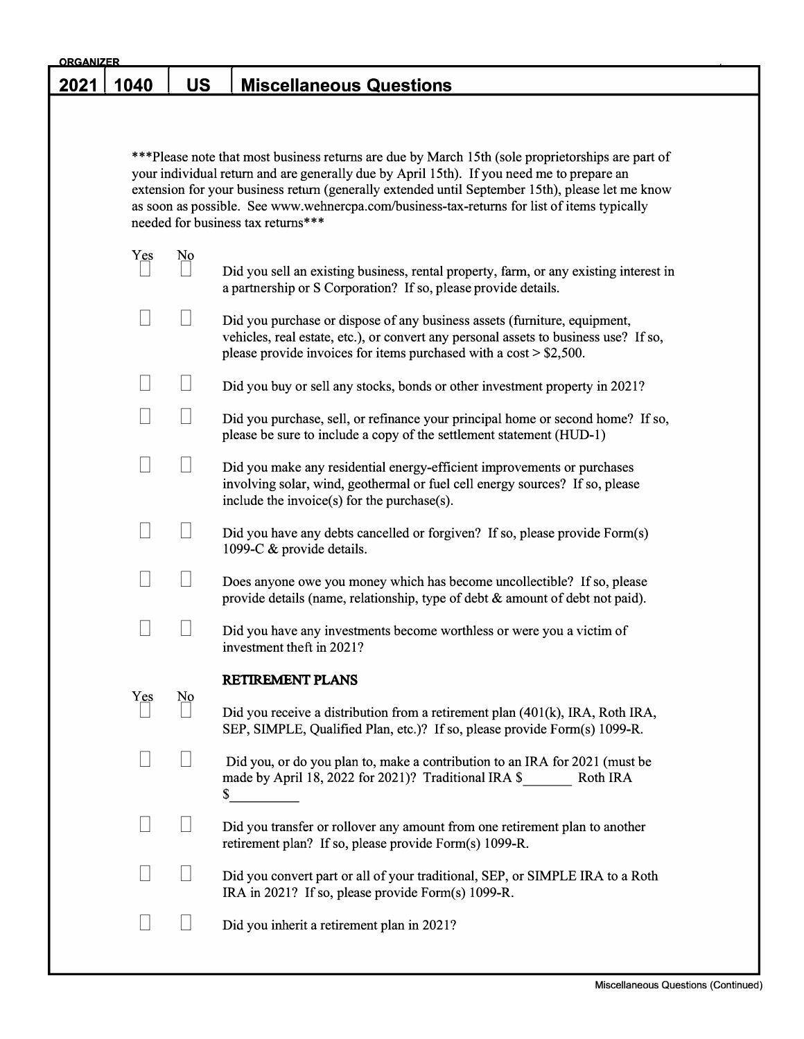ORGANIZER

# 2021 | 1040 | US | Miscellaneous Questions

***Please note that most business returns are due by March 15th (sole proprietorships are part of your individual return and are generally due by April 15th). If you need me to prepare an extension for your business return (generally extended until September 15th), please let me know as soon as possible. See www.wehnercpa.com/business-tax-returns for list of items typically needed for business tax returns***

| Yes | No | |
|---|---|---|
| ☐ | ☐ | Did you sell an existing business, rental property, farm, or any existing interest in a partnership or S Corporation? If so, please provide details. |
| ☐ | ☐ | Did you purchase or dispose of any business assets (furniture, equipment, vehicles, real estate, etc.), or convert any personal assets to business use? If so, please provide invoices for items purchased with a cost > $2,500. |
| ☐ | ☐ | Did you buy or sell any stocks, bonds or other investment property in 2021? |
| ☐ | ☐ | Did you purchase, sell, or refinance your principal home or second home? If so, please be sure to include a copy of the settlement statement (HUD-1) |
| ☐ | ☐ | Did you make any residential energy-efficient improvements or purchases involving solar, wind, geothermal or fuel cell energy sources? If so, please include the invoice(s) for the purchase(s). |
| ☐ | ☐ | Did you have any debts cancelled or forgiven? If so, please provide Form(s) 1099-C & provide details. |
| ☐ | ☐ | Does anyone owe you money which has become uncollectible? If so, please provide details (name, relationship, type of debt & amount of debt not paid). |
| ☐ | ☐ | Did you have any investments become worthless or were you a victim of investment theft in 2021? |

## RETIREMENT PLANS

| Yes | No | |
|---|---|---|
| ☐ | ☐ | Did you receive a distribution from a retirement plan (401(k), IRA, Roth IRA, SEP, SIMPLE, Qualified Plan, etc.)? If so, please provide Form(s) 1099-R. |
| ☐ | ☐ | Did you, or do you plan to, make a contribution to an IRA for 2021 (must be made by April 18, 2022 for 2021)? Traditional IRA $_______ Roth IRA $_________ |
| ☐ | ☐ | Did you transfer or rollover any amount from one retirement plan to another retirement plan? If so, please provide Form(s) 1099-R. |
| ☐ | ☐ | Did you convert part or all of your traditional, SEP, or SIMPLE IRA to a Roth IRA in 2021? If so, please provide Form(s) 1099-R. |
| ☐ | ☐ | Did you inherit a retirement plan in 2021? |

Miscellaneous Questions (Continued)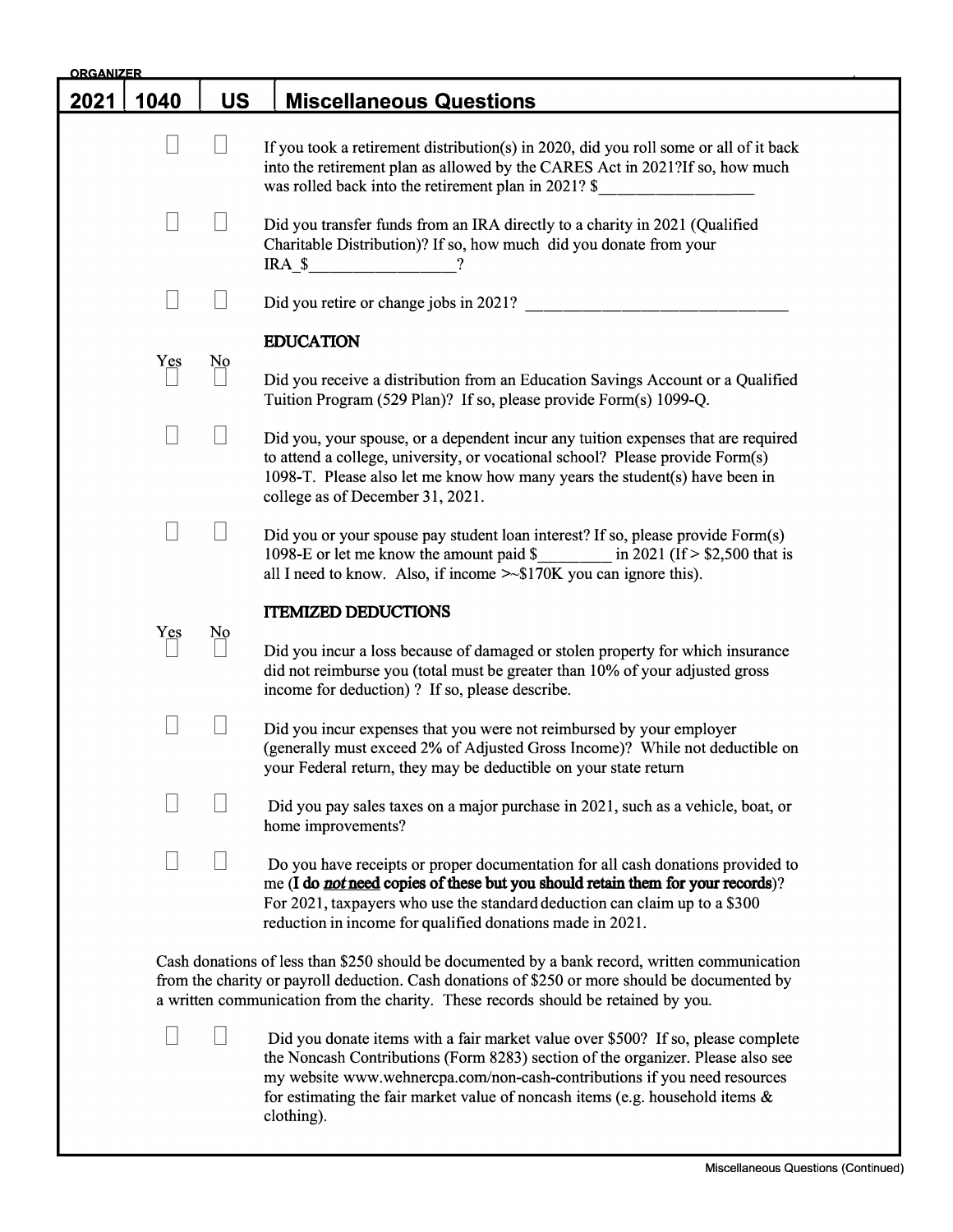ORGANIZER

# 2021 | 1040 | US | Miscellaneous Questions

| Yes | No | |
|---|---|---|
| ☐ | ☐ | If you took a retirement distribution(s) in 2020, did you roll some or all of it back into the retirement plan as allowed by the CARES Act in 2021?If so, how much was rolled back into the retirement plan in 2021? $__________________ |
| ☐ | ☐ | Did you transfer funds from an IRA directly to a charity in 2021 (Qualified Charitable Distribution)? If so, how much did you donate from your IRA $_________________? |
| ☐ | ☐ | Did you retire or change jobs in 2021? _______________________________ |

## EDUCATION

| Yes | No | |
|---|---|---|
| ☐ | ☐ | Did you receive a distribution from an Education Savings Account or a Qualified Tuition Program (529 Plan)? If so, please provide Form(s) 1099-Q. |
| ☐ | ☐ | Did you, your spouse, or a dependent incur any tuition expenses that are required to attend a college, university, or vocational school? Please provide Form(s) 1098-T. Please also let me know how many years the student(s) have been in college as of December 31, 2021. |
| ☐ | ☐ | Did you or your spouse pay student loan interest? If so, please provide Form(s) 1098-E or let me know the amount paid $_________ in 2021 (If > $2,500 that is all I need to know. Also, if income >~$170K you can ignore this). |

## ITEMIZED DEDUCTIONS

| Yes | No | |
|---|---|---|
| ☐ | ☐ | Did you incur a loss because of damaged or stolen property for which insurance did not reimburse you (total must be greater than 10% of your adjusted gross income for deduction) ? If so, please describe. |
| ☐ | ☐ | Did you incur expenses that you were not reimbursed by your employer (generally must exceed 2% of Adjusted Gross Income)? While not deductible on your Federal return, they may be deductible on your state return |
| ☐ | ☐ | Did you pay sales taxes on a major purchase in 2021, such as a vehicle, boat, or home improvements? |
| ☐ | ☐ | Do you have receipts or proper documentation for all cash donations provided to me (**I do *not* need copies of these but you should retain them for your records**)? For 2021, taxpayers who use the standard deduction can claim up to a $300 reduction in income for qualified donations made in 2021. |

Cash donations of less than $250 should be documented by a bank record, written communication from the charity or payroll deduction. Cash donations of $250 or more should be documented by a written communication from the charity. These records should be retained by you.

| Yes | No | |
|---|---|---|
| ☐ | ☐ | Did you donate items with a fair market value over $500? If so, please complete the Noncash Contributions (Form 8283) section of the organizer. Please also see my website www.wehnercpa.com/non-cash-contributions if you need resources for estimating the fair market value of noncash items (e.g. household items & clothing). |

Miscellaneous Questions (Continued)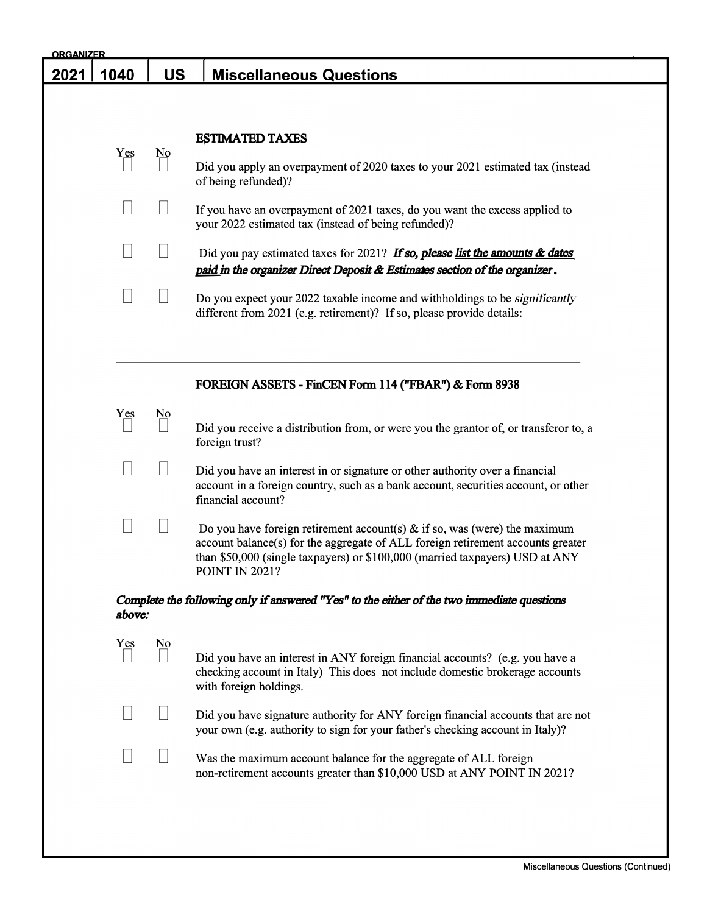ORGANIZER

# 2021 | 1040 | US | Miscellaneous Questions

### ESTIMATED TAXES

| Yes | No | |
|---|---|---|
| ☐ | ☐ | Did you apply an overpayment of 2020 taxes to your 2021 estimated tax (instead of being refunded)? |
| ☐ | ☐ | If you have an overpayment of 2021 taxes, do you want the excess applied to your 2022 estimated tax (instead of being refunded)? |
| ☐ | ☐ | Did you pay estimated taxes for 2021? ***If so, please list the amounts & dates paid in the organizer Direct Deposit & Estimates section of the organizer.*** |
| ☐ | ☐ | Do you expect your 2022 taxable income and withholdings to be *significantly* different from 2021 (e.g. retirement)? If so, please provide details: |

---

### FOREIGN ASSETS - FinCEN Form 114 ("FBAR") & Form 8938

| Yes | No | |
|---|---|---|
| ☐ | ☐ | Did you receive a distribution from, or were you the grantor of, or transferor to, a foreign trust? |
| ☐ | ☐ | Did you have an interest in or signature or other authority over a financial account in a foreign country, such as a bank account, securities account, or other financial account? |
| ☐ | ☐ | Do you have foreign retirement account(s) & if so, was (were) the maximum account balance(s) for the aggregate of ALL foreign retirement accounts greater than $50,000 (single taxpayers) or $100,000 (married taxpayers) USD at ANY POINT IN 2021? |

***Complete the following only if answered "Yes" to the either of the two immediate questions above:***

| Yes | No | |
|---|---|---|
| ☐ | ☐ | Did you have an interest in ANY foreign financial accounts? (e.g. you have a checking account in Italy) This does not include domestic brokerage accounts with foreign holdings. |
| ☐ | ☐ | Did you have signature authority for ANY foreign financial accounts that are not your own (e.g. authority to sign for your father's checking account in Italy)? |
| ☐ | ☐ | Was the maximum account balance for the aggregate of ALL foreign non-retirement accounts greater than $10,000 USD at ANY POINT IN 2021? |

Miscellaneous Questions (Continued)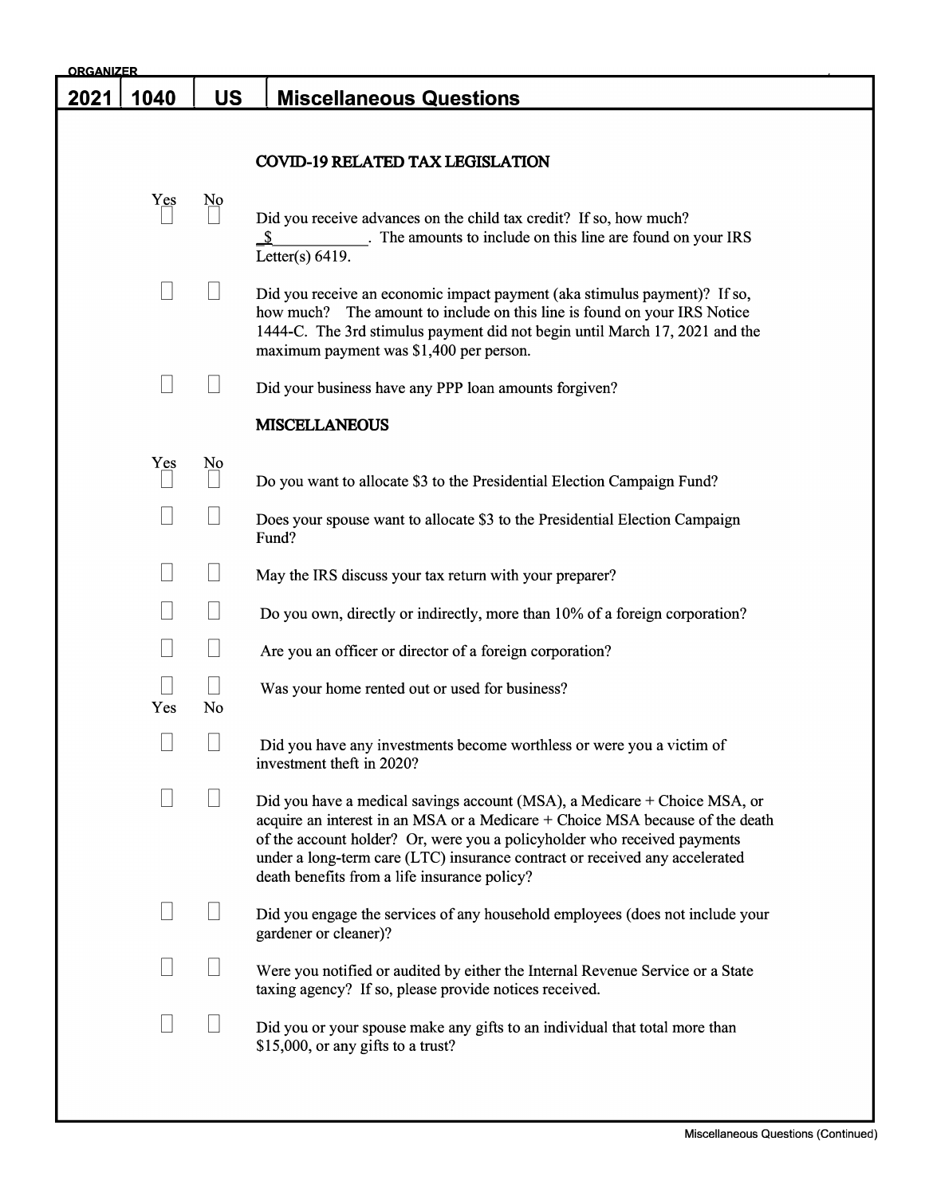ORGANIZER

# 2021 | 1040 | US | Miscellaneous Questions

## COVID-19 RELATED TAX LEGISLATION

| Yes | No | |
|---|---|---|
| ☐ | ☐ | Did you receive advances on the child tax credit? If so, how much? _$___________. The amounts to include on this line are found on your IRS Letter(s) 6419. |
| ☐ | ☐ | Did you receive an economic impact payment (aka stimulus payment)? If so, how much? The amount to include on this line is found on your IRS Notice 1444-C. The 3rd stimulus payment did not begin until March 17, 2021 and the maximum payment was $1,400 per person. |
| ☐ | ☐ | Did your business have any PPP loan amounts forgiven? |

## MISCELLANEOUS

| Yes | No | |
|---|---|---|
| ☐ | ☐ | Do you want to allocate $3 to the Presidential Election Campaign Fund? |
| ☐ | ☐ | Does your spouse want to allocate $3 to the Presidential Election Campaign Fund? |
| ☐ | ☐ | May the IRS discuss your tax return with your preparer? |
| ☐ | ☐ | Do you own, directly or indirectly, more than 10% of a foreign corporation? |
| ☐ | ☐ | Are you an officer or director of a foreign corporation? |
| ☐ | ☐ | Was your home rented out or used for business? |

| Yes | No | |
|---|---|---|
| ☐ | ☐ | Did you have any investments become worthless or were you a victim of investment theft in 2020? |
| ☐ | ☐ | Did you have a medical savings account (MSA), a Medicare + Choice MSA, or acquire an interest in an MSA or a Medicare + Choice MSA because of the death of the account holder? Or, were you a policyholder who received payments under a long-term care (LTC) insurance contract or received any accelerated death benefits from a life insurance policy? |
| ☐ | ☐ | Did you engage the services of any household employees (does not include your gardener or cleaner)? |
| ☐ | ☐ | Were you notified or audited by either the Internal Revenue Service or a State taxing agency? If so, please provide notices received. |
| ☐ | ☐ | Did you or your spouse make any gifts to an individual that total more than $15,000, or any gifts to a trust? |

Miscellaneous Questions (Continued)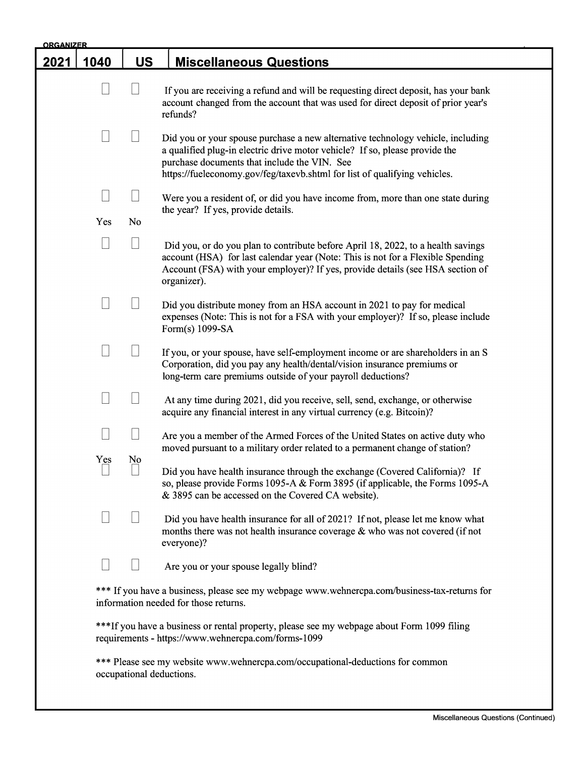ORGANIZER

## 2021 | 1040 | US | Miscellaneous Questions

| Yes | No | |
|---|---|---|
| ☐ | ☐ | If you are receiving a refund and will be requesting direct deposit, has your bank account changed from the account that was used for direct deposit of prior year's refunds? |
| ☐ | ☐ | Did you or your spouse purchase a new alternative technology vehicle, including a qualified plug-in electric drive motor vehicle? If so, please provide the purchase documents that include the VIN. See https://fueleconomy.gov/feg/taxevb.shtml for list of qualifying vehicles. |
| ☐ | ☐ | Were you a resident of, or did you have income from, more than one state during the year? If yes, provide details. |
| ☐ | ☐ | Did you, or do you plan to contribute before April 18, 2022, to a health savings account (HSA) for last calendar year (Note: This is not for a Flexible Spending Account (FSA) with your employer)? If yes, provide details (see HSA section of organizer). |
| ☐ | ☐ | Did you distribute money from an HSA account in 2021 to pay for medical expenses (Note: This is not for a FSA with your employer)? If so, please include Form(s) 1099-SA |
| ☐ | ☐ | If you, or your spouse, have self-employment income or are shareholders in an S Corporation, did you pay any health/dental/vision insurance premiums or long-term care premiums outside of your payroll deductions? |
| ☐ | ☐ | At any time during 2021, did you receive, sell, send, exchange, or otherwise acquire any financial interest in any virtual currency (e.g. Bitcoin)? |
| ☐ | ☐ | Are you a member of the Armed Forces of the United States on active duty who moved pursuant to a military order related to a permanent change of station? |

| Yes | No | |
|---|---|---|
| ☐ | ☐ | Did you have health insurance through the exchange (Covered California)? If so, please provide Forms 1095-A & Form 3895 (if applicable, the Forms 1095-A & 3895 can be accessed on the Covered CA website). |
| ☐ | ☐ | Did you have health insurance for all of 2021? If not, please let me know what months there was not health insurance coverage & who was not covered (if not everyone)? |
| ☐ | ☐ | Are you or your spouse legally blind? |

*** If you have a business, please see my webpage www.wehnercpa.com/business-tax-returns for information needed for those returns.

***If you have a business or rental property, please see my webpage about Form 1099 filing requirements - https://www.wehnercpa.com/forms-1099

*** Please see my website www.wehnercpa.com/occupational-deductions for common occupational deductions.

Miscellaneous Questions (Continued)